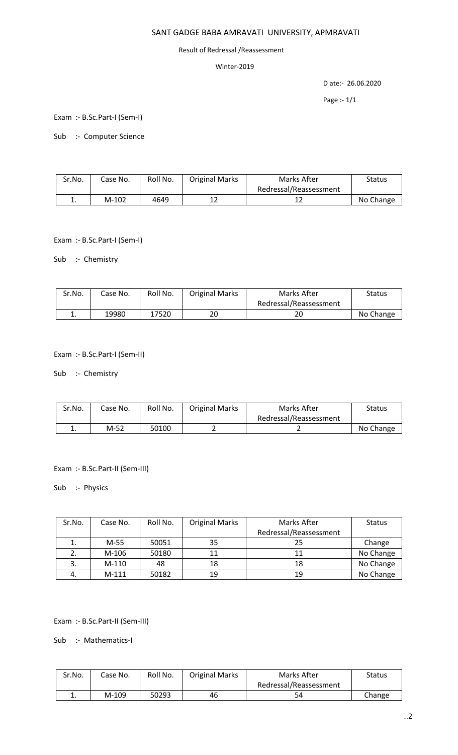# SANT GADGE BABA AMRAVATI UNIVERSITY, APMRAVATI

Result of Redressal /Reassessment

Winter-2019

D ate:- 26.06.2020

Page :- 1/1

Exam :- B.Sc.Part-I (Sem-I)

Sub :- Computer Science

| Sr.No. | Case No. | Roll No. | Original Marks | Marks After Redressal/Reassessment | Status |
|---|---|---|---|---|---|
| 1. | M-102 | 4649 | 12 | 12 | No Change |

Exam :- B.Sc.Part-I (Sem-I)

Sub :- Chemistry

| Sr.No. | Case No. | Roll No. | Original Marks | Marks After Redressal/Reassessment | Status |
|---|---|---|---|---|---|
| 1. | 19980 | 17520 | 20 | 20 | No Change |

Exam :- B.Sc.Part-I (Sem-II)

Sub :- Chemistry

| Sr.No. | Case No. | Roll No. | Original Marks | Marks After Redressal/Reassessment | Status |
|---|---|---|---|---|---|
| 1. | M-52 | 50100 | 2 | 2 | No Change |

Exam :- B.Sc.Part-II (Sem-III)

Sub :- Physics

| Sr.No. | Case No. | Roll No. | Original Marks | Marks After Redressal/Reassessment | Status |
|---|---|---|---|---|---|
| 1. | M-55 | 50051 | 35 | 25 | Change |
| 2. | M-106 | 50180 | 11 | 11 | No Change |
| 3. | M-110 | 48 | 18 | 18 | No Change |
| 4. | M-111 | 50182 | 19 | 19 | No Change |

Exam :- B.Sc.Part-II (Sem-III)

Sub :- Mathematics-I

| Sr.No. | Case No. | Roll No. | Original Marks | Marks After Redressal/Reassessment | Status |
|---|---|---|---|---|---|
| 1. | M-109 | 50293 | 46 | 54 | Change |

..2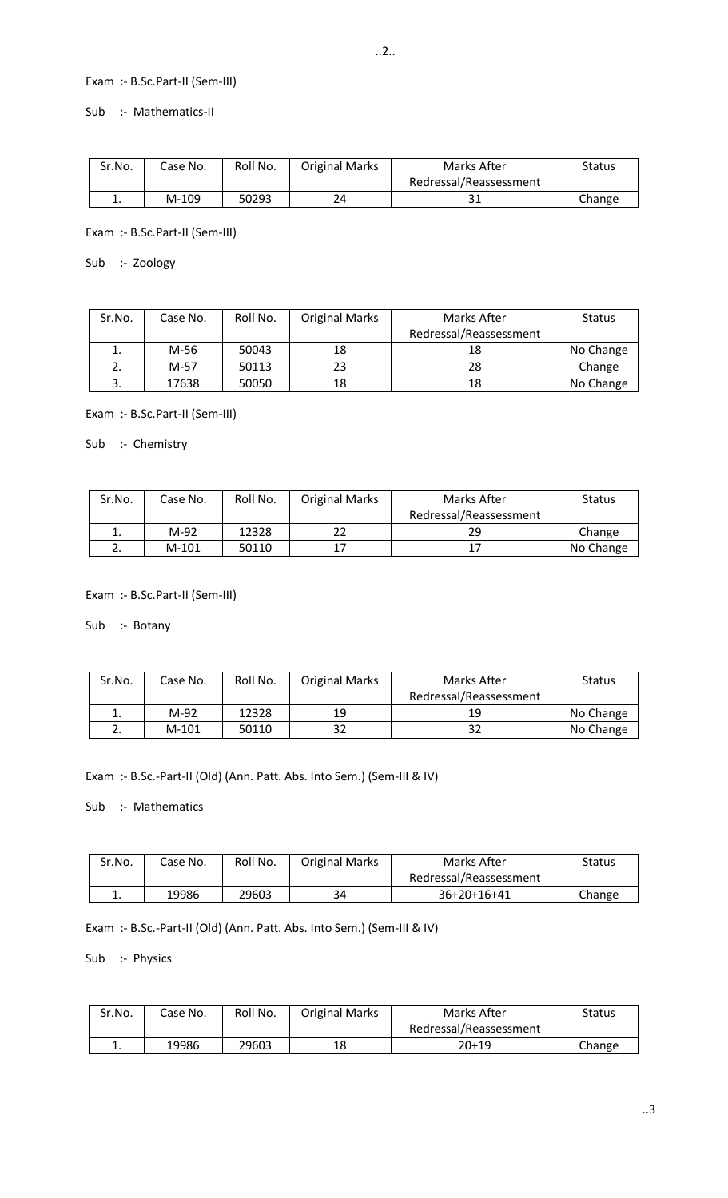Exam :- B.Sc.Part-II (Sem-III)

Sub :- Mathematics-II

| Sr.No. | Case No. | Roll No. | Original Marks | Marks After Redressal/Reassessment | Status |
|---|---|---|---|---|---|
| 1. | M-109 | 50293 | 24 | 31 | Change |

Exam :- B.Sc.Part-II (Sem-III)

Sub :- Zoology

| Sr.No. | Case No. | Roll No. | Original Marks | Marks After Redressal/Reassessment | Status |
|---|---|---|---|---|---|
| 1. | M-56 | 50043 | 18 | 18 | No Change |
| 2. | M-57 | 50113 | 23 | 28 | Change |
| 3. | 17638 | 50050 | 18 | 18 | No Change |

Exam :- B.Sc.Part-II (Sem-III)

Sub :- Chemistry

| Sr.No. | Case No. | Roll No. | Original Marks | Marks After Redressal/Reassessment | Status |
|---|---|---|---|---|---|
| 1. | M-92 | 12328 | 22 | 29 | Change |
| 2. | M-101 | 50110 | 17 | 17 | No Change |

Exam :- B.Sc.Part-II (Sem-III)

Sub :- Botany

| Sr.No. | Case No. | Roll No. | Original Marks | Marks After Redressal/Reassessment | Status |
|---|---|---|---|---|---|
| 1. | M-92 | 12328 | 19 | 19 | No Change |
| 2. | M-101 | 50110 | 32 | 32 | No Change |

Exam :- B.Sc.-Part-II (Old) (Ann. Patt. Abs. Into Sem.) (Sem-III & IV)

Sub :- Mathematics

| Sr.No. | Case No. | Roll No. | Original Marks | Marks After Redressal/Reassessment | Status |
|---|---|---|---|---|---|
| 1. | 19986 | 29603 | 34 | 36+20+16+41 | Change |

Exam :- B.Sc.-Part-II (Old) (Ann. Patt. Abs. Into Sem.) (Sem-III & IV)

Sub :- Physics

| Sr.No. | Case No. | Roll No. | Original Marks | Marks After Redressal/Reassessment | Status |
|---|---|---|---|---|---|
| 1. | 19986 | 29603 | 18 | 20+19 | Change |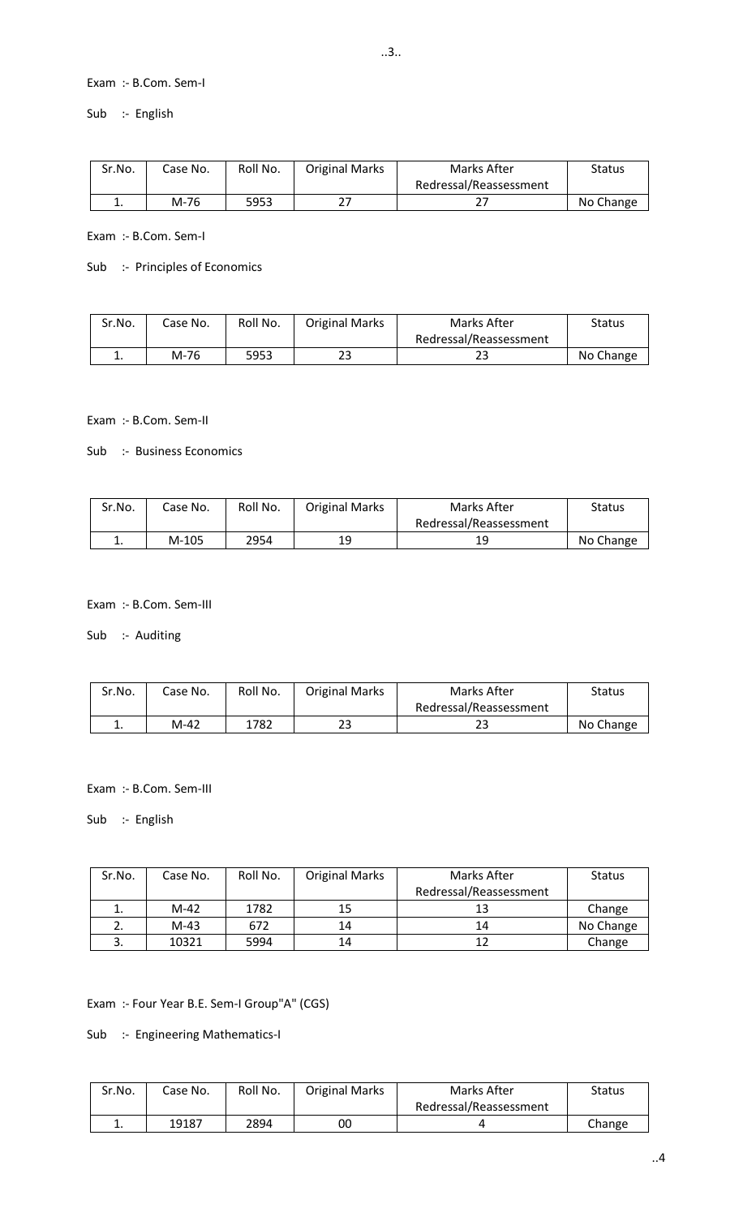Exam :- B.Com. Sem-I

Sub :- English

| Sr.No. | Case No. | Roll No. | Original Marks | Marks After Redressal/Reassessment | Status |
| --- | --- | --- | --- | --- | --- |
| 1. | M-76 | 5953 | 27 | 27 | No Change |

Exam :- B.Com. Sem-I

Sub :- Principles of Economics

| Sr.No. | Case No. | Roll No. | Original Marks | Marks After Redressal/Reassessment | Status |
| --- | --- | --- | --- | --- | --- |
| 1. | M-76 | 5953 | 23 | 23 | No Change |

Exam :- B.Com. Sem-II

Sub :- Business Economics

| Sr.No. | Case No. | Roll No. | Original Marks | Marks After Redressal/Reassessment | Status |
| --- | --- | --- | --- | --- | --- |
| 1. | M-105 | 2954 | 19 | 19 | No Change |

Exam :- B.Com. Sem-III

Sub :- Auditing

| Sr.No. | Case No. | Roll No. | Original Marks | Marks After Redressal/Reassessment | Status |
| --- | --- | --- | --- | --- | --- |
| 1. | M-42 | 1782 | 23 | 23 | No Change |

Exam :- B.Com. Sem-III

Sub :- English

| Sr.No. | Case No. | Roll No. | Original Marks | Marks After Redressal/Reassessment | Status |
| --- | --- | --- | --- | --- | --- |
| 1. | M-42 | 1782 | 15 | 13 | Change |
| 2. | M-43 | 672 | 14 | 14 | No Change |
| 3. | 10321 | 5994 | 14 | 12 | Change |

Exam :- Four Year B.E. Sem-I Group"A" (CGS)

Sub :- Engineering Mathematics-I

| Sr.No. | Case No. | Roll No. | Original Marks | Marks After Redressal/Reassessment | Status |
| --- | --- | --- | --- | --- | --- |
| 1. | 19187 | 2894 | 00 | 4 | Change |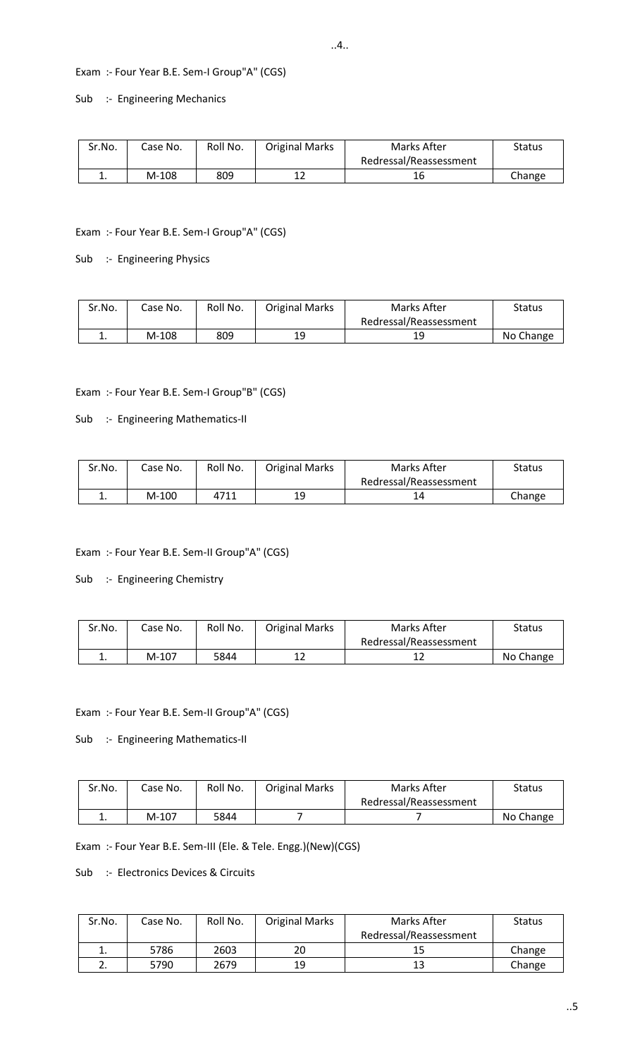Exam :- Four Year B.E. Sem-I Group"A" (CGS)

Sub :- Engineering Mechanics

| Sr.No. | Case No. | Roll No. | Original Marks | Marks After Redressal/Reassessment | Status |
|---|---|---|---|---|---|
| 1. | M-108 | 809 | 12 | 16 | Change |

Exam :- Four Year B.E. Sem-I Group"A" (CGS)

Sub :- Engineering Physics

| Sr.No. | Case No. | Roll No. | Original Marks | Marks After Redressal/Reassessment | Status |
|---|---|---|---|---|---|
| 1. | M-108 | 809 | 19 | 19 | No Change |

Exam :- Four Year B.E. Sem-I Group"B" (CGS)

Sub :- Engineering Mathematics-II

| Sr.No. | Case No. | Roll No. | Original Marks | Marks After Redressal/Reassessment | Status |
|---|---|---|---|---|---|
| 1. | M-100 | 4711 | 19 | 14 | Change |

Exam :- Four Year B.E. Sem-II Group"A" (CGS)

Sub :- Engineering Chemistry

| Sr.No. | Case No. | Roll No. | Original Marks | Marks After Redressal/Reassessment | Status |
|---|---|---|---|---|---|
| 1. | M-107 | 5844 | 12 | 12 | No Change |

Exam :- Four Year B.E. Sem-II Group"A" (CGS)

Sub :- Engineering Mathematics-II

| Sr.No. | Case No. | Roll No. | Original Marks | Marks After Redressal/Reassessment | Status |
|---|---|---|---|---|---|
| 1. | M-107 | 5844 | 7 | 7 | No Change |

Exam :- Four Year B.E. Sem-III (Ele. & Tele. Engg.)(New)(CGS)

Sub :- Electronics Devices & Circuits

| Sr.No. | Case No. | Roll No. | Original Marks | Marks After Redressal/Reassessment | Status |
|---|---|---|---|---|---|
| 1. | 5786 | 2603 | 20 | 15 | Change |
| 2. | 5790 | 2679 | 19 | 13 | Change |

..5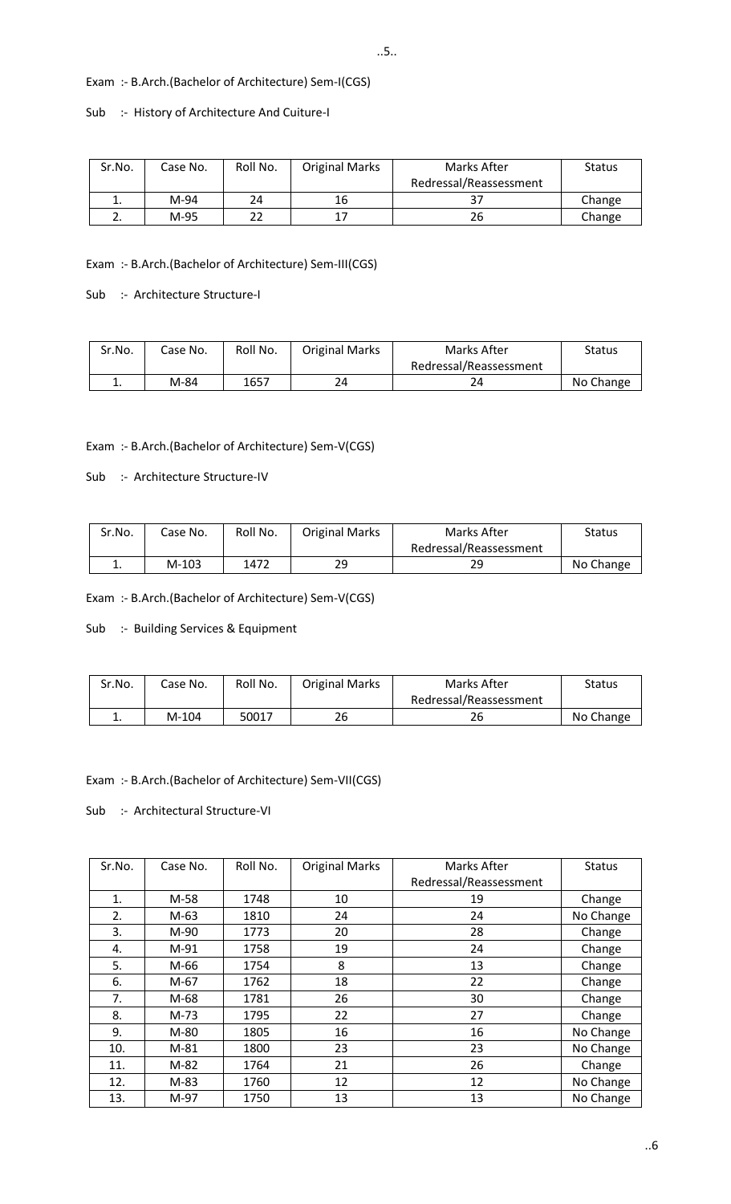Exam :- B.Arch.(Bachelor of Architecture) Sem-I(CGS)

Sub :- History of Architecture And Cuiture-I

| Sr.No. | Case No. | Roll No. | Original Marks | Marks After Redressal/Reassessment | Status |
|---|---|---|---|---|---|
| 1. | M-94 | 24 | 16 | 37 | Change |
| 2. | M-95 | 22 | 17 | 26 | Change |

Exam :- B.Arch.(Bachelor of Architecture) Sem-III(CGS)

Sub :- Architecture Structure-I

| Sr.No. | Case No. | Roll No. | Original Marks | Marks After Redressal/Reassessment | Status |
|---|---|---|---|---|---|
| 1. | M-84 | 1657 | 24 | 24 | No Change |

Exam :- B.Arch.(Bachelor of Architecture) Sem-V(CGS)

Sub :- Architecture Structure-IV

| Sr.No. | Case No. | Roll No. | Original Marks | Marks After Redressal/Reassessment | Status |
|---|---|---|---|---|---|
| 1. | M-103 | 1472 | 29 | 29 | No Change |

Exam :- B.Arch.(Bachelor of Architecture) Sem-V(CGS)

Sub :- Building Services & Equipment

| Sr.No. | Case No. | Roll No. | Original Marks | Marks After Redressal/Reassessment | Status |
|---|---|---|---|---|---|
| 1. | M-104 | 50017 | 26 | 26 | No Change |

Exam :- B.Arch.(Bachelor of Architecture) Sem-VII(CGS)

Sub :- Architectural Structure-VI

| Sr.No. | Case No. | Roll No. | Original Marks | Marks After Redressal/Reassessment | Status |
|---|---|---|---|---|---|
| 1. | M-58 | 1748 | 10 | 19 | Change |
| 2. | M-63 | 1810 | 24 | 24 | No Change |
| 3. | M-90 | 1773 | 20 | 28 | Change |
| 4. | M-91 | 1758 | 19 | 24 | Change |
| 5. | M-66 | 1754 | 8 | 13 | Change |
| 6. | M-67 | 1762 | 18 | 22 | Change |
| 7. | M-68 | 1781 | 26 | 30 | Change |
| 8. | M-73 | 1795 | 22 | 27 | Change |
| 9. | M-80 | 1805 | 16 | 16 | No Change |
| 10. | M-81 | 1800 | 23 | 23 | No Change |
| 11. | M-82 | 1764 | 21 | 26 | Change |
| 12. | M-83 | 1760 | 12 | 12 | No Change |
| 13. | M-97 | 1750 | 13 | 13 | No Change |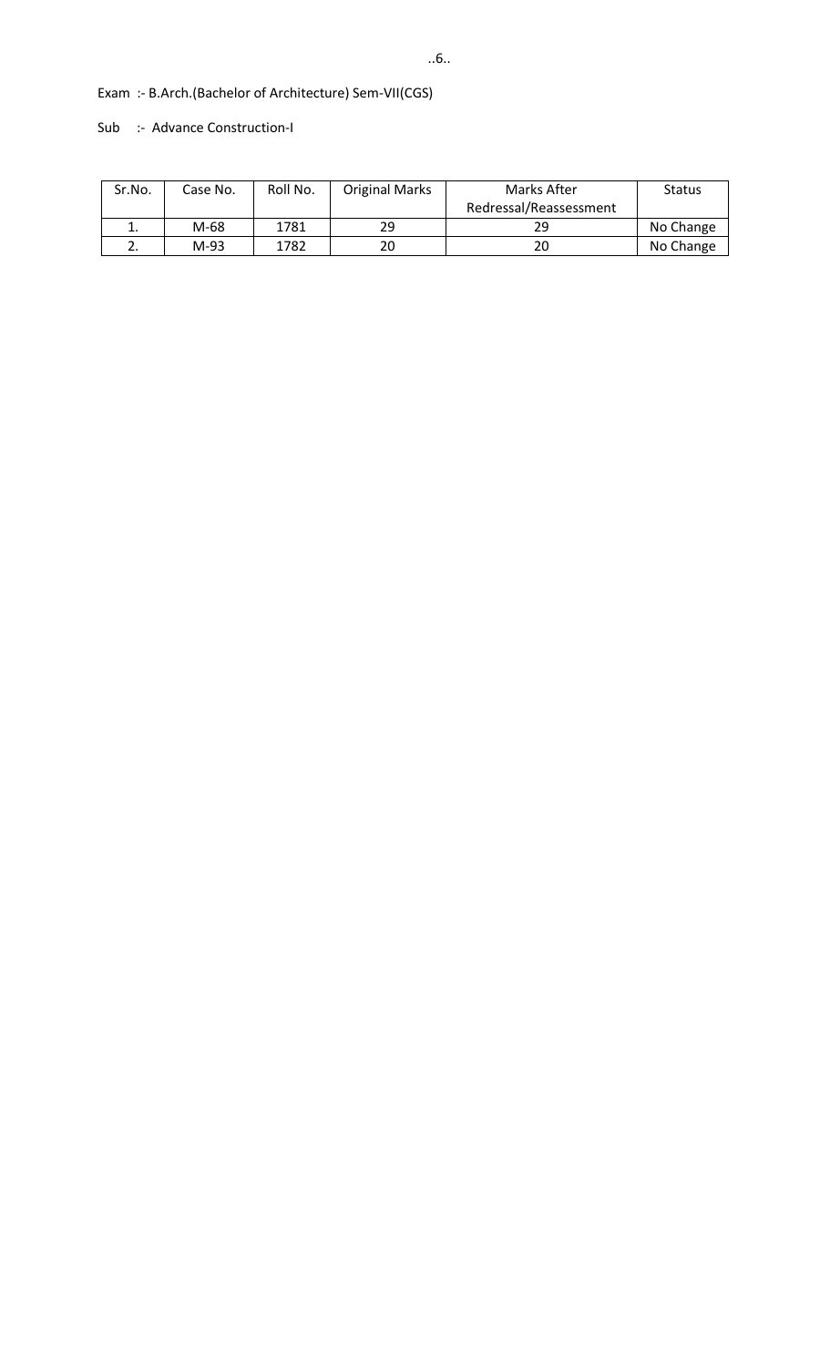Exam :- B.Arch.(Bachelor of Architecture) Sem-VII(CGS)

Sub :- Advance Construction-I

| Sr.No. | Case No. | Roll No. | Original Marks | Marks After Redressal/Reassessment | Status |
|---|---|---|---|---|---|
| 1. | M-68 | 1781 | 29 | 29 | No Change |
| 2. | M-93 | 1782 | 20 | 20 | No Change |